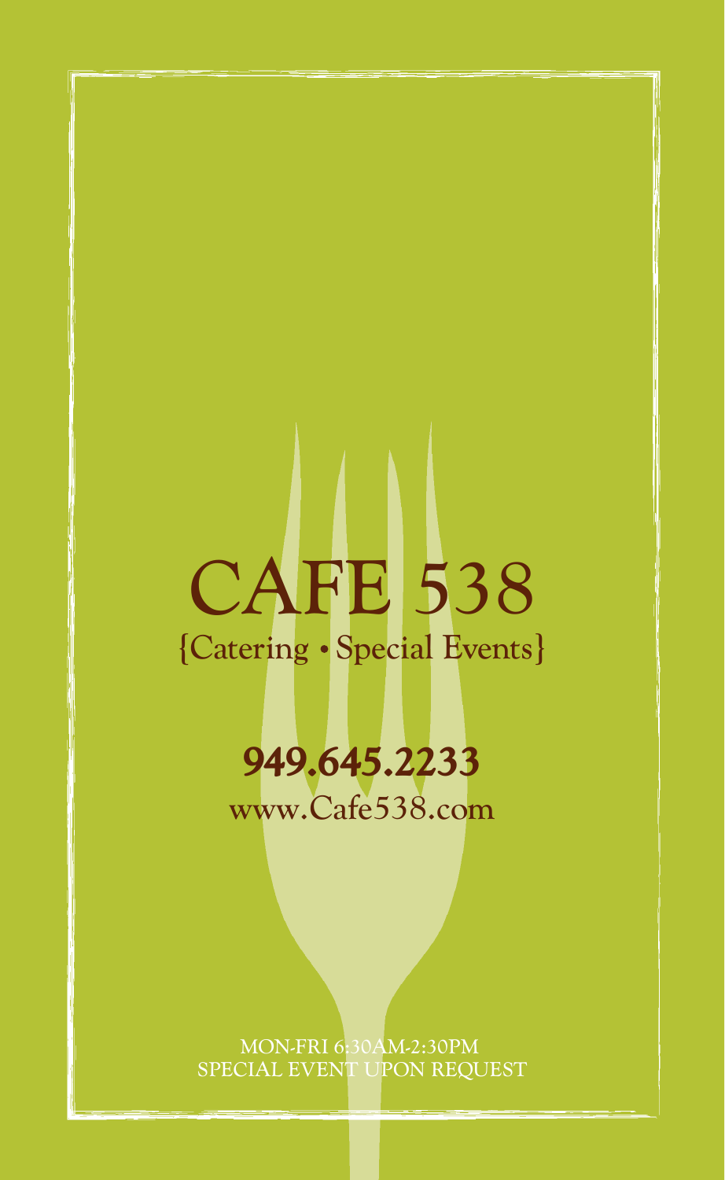# CAFE 538

{Catering • Special Events}

**949.645.2233**

www.Cafe538.com

MON-FRI 6:30AM-2:30PM
SPECIAL EVENT UPON REQUEST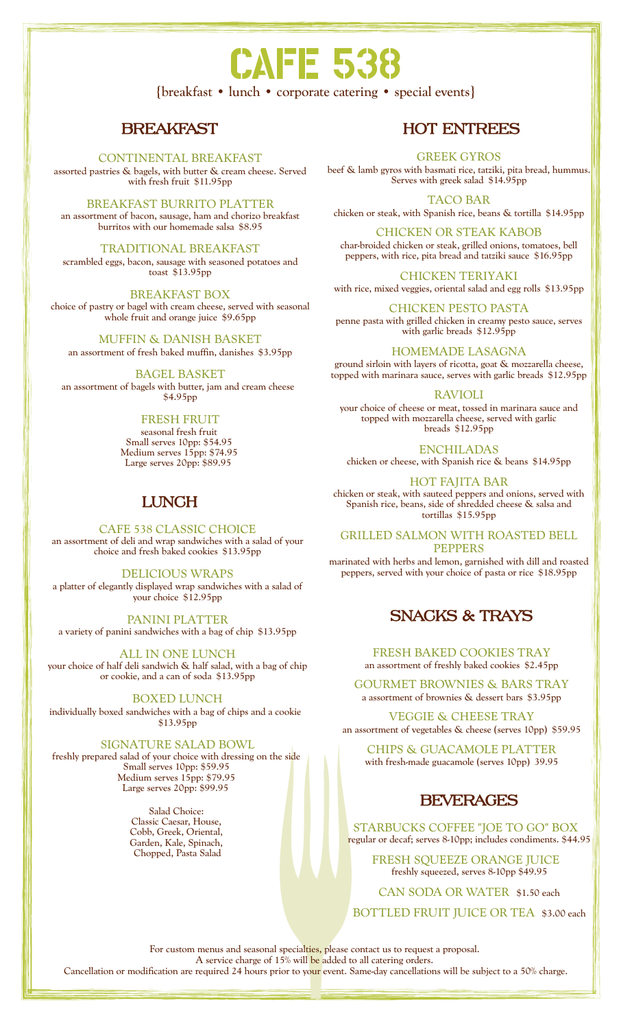# CAFE 538

{breakfast • lunch • corporate catering • special events}

## BREAKFAST

### CONTINENTAL BREAKFAST
assorted pastries & bagels, with butter & cream cheese. Served with fresh fruit $11.95pp

### BREAKFAST BURRITO PLATTER
an assortment of bacon, sausage, ham and chorizo breakfast burritos with our homemade salsa $8.95

### TRADITIONAL BREAKFAST
scrambled eggs, bacon, sausage with seasoned potatoes and toast $13.95pp

### BREAKFAST BOX
choice of pastry or bagel with cream cheese, served with seasonal whole fruit and orange juice $9.65pp

### MUFFIN & DANISH BASKET
an assortment of fresh baked muffin, danishes $3.95pp

### BAGEL BASKET
an assortment of bagels with butter, jam and cream cheese $4.95pp

### FRESH FRUIT
seasonal fresh fruit
Small serves 10pp: $54.95
Medium serves 15pp: $74.95
Large serves 20pp: $89.95

## LUNCH

### CAFE 538 CLASSIC CHOICE
an assortment of deli and wrap sandwiches with a salad of your choice and fresh baked cookies $13.95pp

### DELICIOUS WRAPS
a platter of elegantly displayed wrap sandwiches with a salad of your choice $12.95pp

### PANINI PLATTER
a variety of panini sandwiches with a bag of chip $13.95pp

### ALL IN ONE LUNCH
your choice of half deli sandwich & half salad, with a bag of chip or cookie, and a can of soda $13.95pp

### BOXED LUNCH
individually boxed sandwiches with a bag of chips and a cookie $13.95pp

### SIGNATURE SALAD BOWL
freshly prepared salad of your choice with dressing on the side
Small serves 10pp: $59.95
Medium serves 15pp: $79.95
Large serves 20pp: $99.95

Salad Choice:
Classic Caesar, House, Cobb, Greek, Oriental, Garden, Kale, Spinach, Chopped, Pasta Salad

## HOT ENTREES

### GREEK GYROS
beef & lamb gyros with basmati rice, tatziki, pita bread, hummus. Serves with greek salad $14.95pp

### TACO BAR
chicken or steak, with Spanish rice, beans & tortilla $14.95pp

### CHICKEN OR STEAK KABOB
char-broided chicken or steak, grilled onions, tomatoes, bell peppers, with rice, pita bread and tatziki sauce $16.95pp

### CHICKEN TERIYAKI
with rice, mixed veggies, oriental salad and egg rolls $13.95pp

### CHICKEN PESTO PASTA
penne pasta with grilled chicken in creamy pesto sauce, serves with garlic breads $12.95pp

### HOMEMADE LASAGNA
ground sirloin with layers of ricotta, goat & mozzarella cheese, topped with marinara sauce, serves with garlic breads $12.95pp

### RAVIOLI
your choice of cheese or meat, tossed in marinara sauce and topped with mozzarella cheese, served with garlic breads $12.95pp

### ENCHILADAS
chicken or cheese, with Spanish rice & beans $14.95pp

### HOT FAJITA BAR
chicken or steak, with sauteed peppers and onions, served with Spanish rice, beans, side of shredded cheese & salsa and tortillas $15.95pp

### GRILLED SALMON WITH ROASTED BELL PEPPERS
marinated with herbs and lemon, garnished with dill and roasted peppers, served with your choice of pasta or rice $18.95pp

## SNACKS & TRAYS

### FRESH BAKED COOKIES TRAY
an assortment of freshly baked cookies $2.45pp

### GOURMET BROWNIES & BARS TRAY
a assortment of brownies & dessert bars $3.95pp

### VEGGIE & CHEESE TRAY
an assortment of vegetables & cheese (serves 10pp) $59.95

### CHIPS & GUACAMOLE PLATTER
with fresh-made guacamole (serves 10pp) 39.95

## BEVERAGES

### STARBUCKS COFFEE "JOE TO GO" BOX
regular or decaf; serves 8-10pp; includes condiments. $44.95

### FRESH SQUEEZE ORANGE JUICE
freshly squeezed, serves 8-10pp $49.95

### CAN SODA OR WATER $1.50 each

### BOTTLED FRUIT JUICE OR TEA $3.00 each

For custom menus and seasonal specialties, please contact us to request a proposal.
A service charge of 15% will be added to all catering orders.
Cancellation or modification are required 24 hours prior to your event. Same-day cancellations will be subject to a 50% charge.